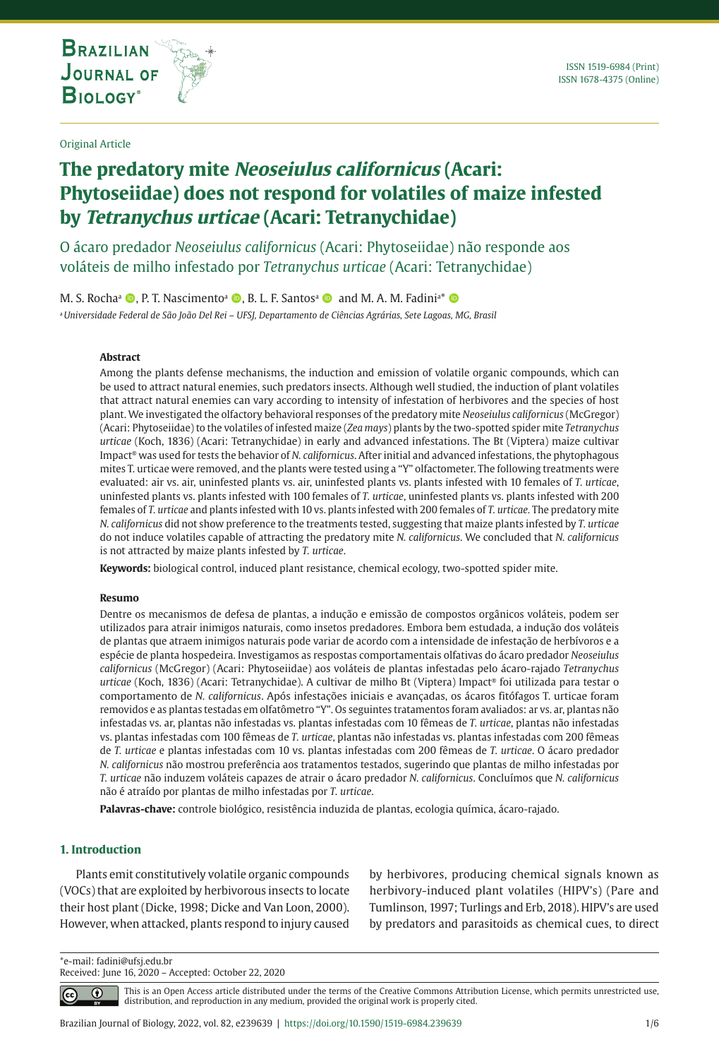Original Article

# The predatory mite *Neoseiulus californicus* (Acari: Phytoseiidae) does not respond for volatiles of maize infested by *Tetranychus urticae* (Acari: Tetranychidae)

O ácaro predador *Neoseiulus californicus* (Acari: Phytoseiidae) não responde aos voláteis de milho infestado por *Tetranychus urticae* (Acari: Tetranychidae)

M. S. Rocha[a], P. T. Nascimento[a], B. L. F. Santos[a] and M. A. M. Fadini[a]*

[a] *Universidade Federal de São João Del Rei – UFSJ, Departamento de Ciências Agrárias, Sete Lagoas, MG, Brasil*

### Abstract

Among the plants defense mechanisms, the induction and emission of volatile organic compounds, which can be used to attract natural enemies, such predators insects. Although well studied, the induction of plant volatiles that attract natural enemies can vary according to intensity of infestation of herbivores and the species of host plant. We investigated the olfactory behavioral responses of the predatory mite *Neoseiulus californicus* (McGregor) (Acari: Phytoseiidae) to the volatiles of infested maize (*Zea mays*) plants by the two-spotted spider mite *Tetranychus urticae* (Koch, 1836) (Acari: Tetranychidae). The Bt (Viptera) maize cultivar Impact® was used for tests the behavior of *N. californicus*. After initial and advanced infestations, the phytophagous mites T. urticae were removed, and the plants were tested using a "Y" olfactometer. The following treatments were evaluated: air vs. air, uninfested plants vs. air, uninfested plants vs. plants infested with 10 females of *T. urticae*, uninfested plants vs. plants infested with 100 females of *T. urticae*, uninfested plants vs. plants infested with 200 females of *T. urticae* and plants infested with 10 vs. plants infested with 200 females of *T. urticae*. The predatory mite *N. californicus* did not show preference to the treatments tested, suggesting that maize plants infested by *T. urticae* do not induce volatiles capable of attracting the predatory mite *N. californicus*. We concluded that *N. californicus* is not attracted by maize plants infested by *T. urticae*.

**Keywords:** biological control, induced plant resistance, chemical ecology, two-spotted spider mite.

### Resumo

Dentre os mecanismos de defesa de plantas, a indução e emissão de compostos orgânicos voláteis, podem ser utilizados para atrair inimigos naturais, como insetos predadores. Embora bem estudada, a indução dos voláteis de plantas que atraem inimigos naturais pode variar de acordo com a intensidade de infestação de herbívoros e a espécie de planta hospedeira. Investigamos as respostas comportamentais olfativas do ácaro predador *Neoseiulus californicus* (McGregor) (Acari: Phytoseiidae) aos voláteis de plantas infestadas pelo ácaro-rajado *Tetranychus urticae* (Koch, 1836) (Acari: Tetranychidae). A cultivar de milho Bt (Viptera) Impact® foi utilizada para testar o comportamento de *N. californicus*. Após infestações iniciais e avançadas, os ácaros fitófagos T. urticae foram removidos e as plantas testadas em olfatômetro "Y". Os seguintes tratamentos foram avaliados: ar vs. ar, plantas não infestadas vs. ar, plantas não infestadas vs. plantas infestadas com 10 fêmeas de *T. urticae*, plantas não infestadas vs. plantas infestadas com 100 fêmeas de *T. urticae*, plantas não infestadas vs. plantas infestadas com 200 fêmeas de *T. urticae* e plantas infestadas com 10 vs. plantas infestadas com 200 fêmeas de *T. urticae*. O ácaro predador *N. californicus* não mostrou preferência aos tratamentos testados, sugerindo que plantas de milho infestadas por *T. urticae* não induzem voláteis capazes de atrair o ácaro predador *N. californicus*. Concluímos que *N. californicus* não é atraído por plantas de milho infestadas por *T. urticae*.

**Palavras-chave:** controle biológico, resistência induzida de plantas, ecologia química, ácaro-rajado.

## 1. Introduction

Plants emit constitutively volatile organic compounds (VOCs) that are exploited by herbivorous insects to locate their host plant (Dicke, 1998; Dicke and Van Loon, 2000). However, when attacked, plants respond to injury caused by herbivores, producing chemical signals known as herbivory-induced plant volatiles (HIPV's) (Pare and Tumlinson, 1997; Turlings and Erb, 2018). HIPV's are used by predators and parasitoids as chemical cues, to direct

*e-mail: fadini@ufsj.edu.br
Received: June 16, 2020 – Accepted: October 22, 2020

This is an Open Access article distributed under the terms of the Creative Commons Attribution License, which permits unrestricted use, distribution, and reproduction in any medium, provided the original work is properly cited.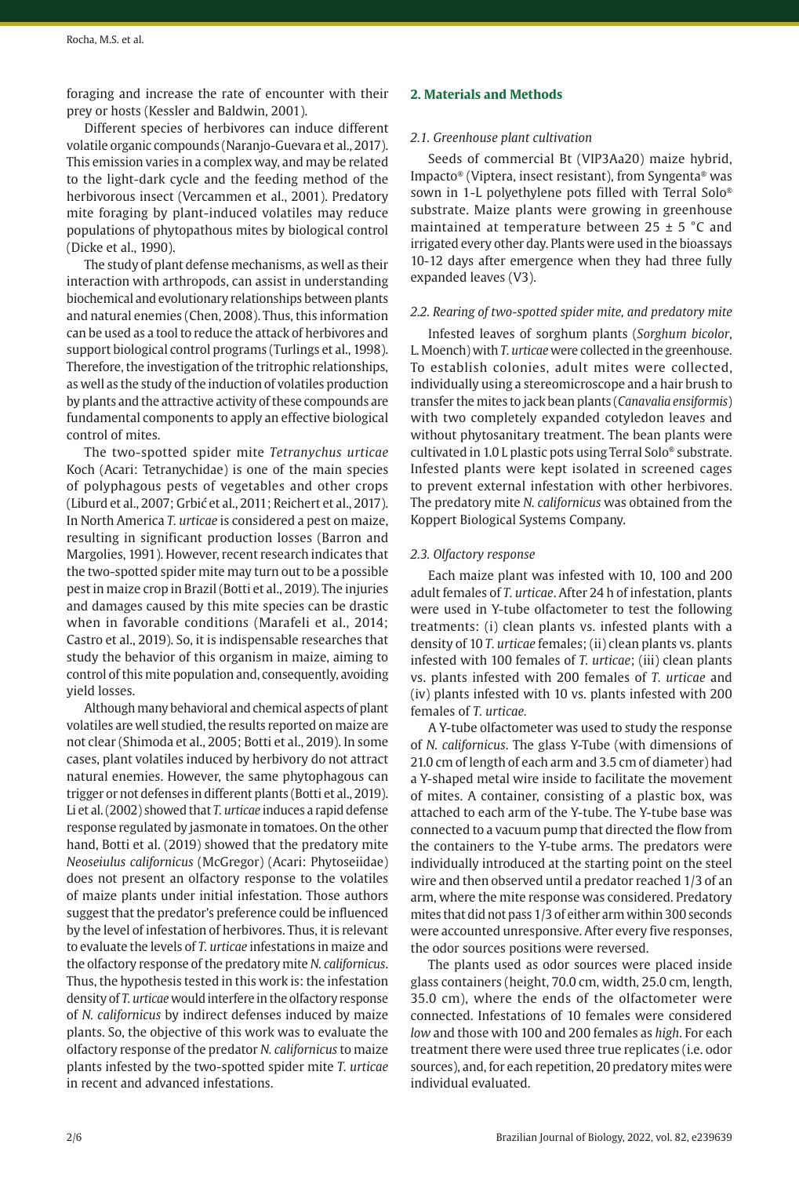foraging and increase the rate of encounter with their prey or hosts (Kessler and Baldwin, 2001).

Different species of herbivores can induce different volatile organic compounds (Naranjo-Guevara et al., 2017). This emission varies in a complex way, and may be related to the light-dark cycle and the feeding method of the herbivorous insect (Vercammen et al., 2001). Predatory mite foraging by plant-induced volatiles may reduce populations of phytopathous mites by biological control (Dicke et al., 1990).

The study of plant defense mechanisms, as well as their interaction with arthropods, can assist in understanding biochemical and evolutionary relationships between plants and natural enemies (Chen, 2008). Thus, this information can be used as a tool to reduce the attack of herbivores and support biological control programs (Turlings et al., 1998). Therefore, the investigation of the tritrophic relationships, as well as the study of the induction of volatiles production by plants and the attractive activity of these compounds are fundamental components to apply an effective biological control of mites.

The two-spotted spider mite *Tetranychus urticae* Koch (Acari: Tetranychidae) is one of the main species of polyphagous pests of vegetables and other crops (Liburd et al., 2007; Grbić et al., 2011; Reichert et al., 2017). In North America *T. urticae* is considered a pest on maize, resulting in significant production losses (Barron and Margolies, 1991). However, recent research indicates that the two-spotted spider mite may turn out to be a possible pest in maize crop in Brazil (Botti et al., 2019). The injuries and damages caused by this mite species can be drastic when in favorable conditions (Marafeli et al., 2014; Castro et al., 2019). So, it is indispensable researches that study the behavior of this organism in maize, aiming to control of this mite population and, consequently, avoiding yield losses.

Although many behavioral and chemical aspects of plant volatiles are well studied, the results reported on maize are not clear (Shimoda et al., 2005; Botti et al., 2019). In some cases, plant volatiles induced by herbivory do not attract natural enemies. However, the same phytophagous can trigger or not defenses in different plants (Botti et al., 2019). Li et al. (2002) showed that *T. urticae* induces a rapid defense response regulated by jasmonate in tomatoes. On the other hand, Botti et al. (2019) showed that the predatory mite *Neoseiulus californicus* (McGregor) (Acari: Phytoseiidae) does not present an olfactory response to the volatiles of maize plants under initial infestation. Those authors suggest that the predator's preference could be influenced by the level of infestation of herbivores. Thus, it is relevant to evaluate the levels of *T. urticae* infestations in maize and the olfactory response of the predatory mite *N. californicus*. Thus, the hypothesis tested in this work is: the infestation density of *T. urticae* would interfere in the olfactory response of *N. californicus* by indirect defenses induced by maize plants. So, the objective of this work was to evaluate the olfactory response of the predator *N. californicus* to maize plants infested by the two-spotted spider mite *T. urticae* in recent and advanced infestations.

## 2. Materials and Methods

### 2.1. Greenhouse plant cultivation

Seeds of commercial Bt (VIP3Aa20) maize hybrid, Impacto® (Viptera, insect resistant), from Syngenta® was sown in 1-L polyethylene pots filled with Terral Solo® substrate. Maize plants were growing in greenhouse maintained at temperature between 25 ± 5 °C and irrigated every other day. Plants were used in the bioassays 10-12 days after emergence when they had three fully expanded leaves (V3).

### 2.2. Rearing of two-spotted spider mite, and predatory mite

Infested leaves of sorghum plants (*Sorghum bicolor*, L. Moench) with *T. urticae* were collected in the greenhouse. To establish colonies, adult mites were collected, individually using a stereomicroscope and a hair brush to transfer the mites to jack bean plants (*Canavalia ensiformis*) with two completely expanded cotyledon leaves and without phytosanitary treatment. The bean plants were cultivated in 1.0 L plastic pots using Terral Solo® substrate. Infested plants were kept isolated in screened cages to prevent external infestation with other herbivores. The predatory mite *N. californicus* was obtained from the Koppert Biological Systems Company.

### 2.3. Olfactory response

Each maize plant was infested with 10, 100 and 200 adult females of *T. urticae*. After 24 h of infestation, plants were used in Y-tube olfactometer to test the following treatments: (i) clean plants vs. infested plants with a density of 10 *T. urticae* females; (ii) clean plants vs. plants infested with 100 females of *T. urticae*; (iii) clean plants vs. plants infested with 200 females of *T. urticae* and (iv) plants infested with 10 vs. plants infested with 200 females of *T. urticae.*

A Y-tube olfactometer was used to study the response of *N. californicus*. The glass Y-Tube (with dimensions of 21.0 cm of length of each arm and 3.5 cm of diameter) had a Y-shaped metal wire inside to facilitate the movement of mites. A container, consisting of a plastic box, was attached to each arm of the Y-tube. The Y-tube base was connected to a vacuum pump that directed the flow from the containers to the Y-tube arms. The predators were individually introduced at the starting point on the steel wire and then observed until a predator reached 1/3 of an arm, where the mite response was considered. Predatory mites that did not pass 1/3 of either arm within 300 seconds were accounted unresponsive. After every five responses, the odor sources positions were reversed.

The plants used as odor sources were placed inside glass containers (height, 70.0 cm, width, 25.0 cm, length, 35.0 cm), where the ends of the olfactometer were connected. Infestations of 10 females were considered *low* and those with 100 and 200 females as *high*. For each treatment there were used three true replicates (i.e. odor sources), and, for each repetition, 20 predatory mites were individual evaluated.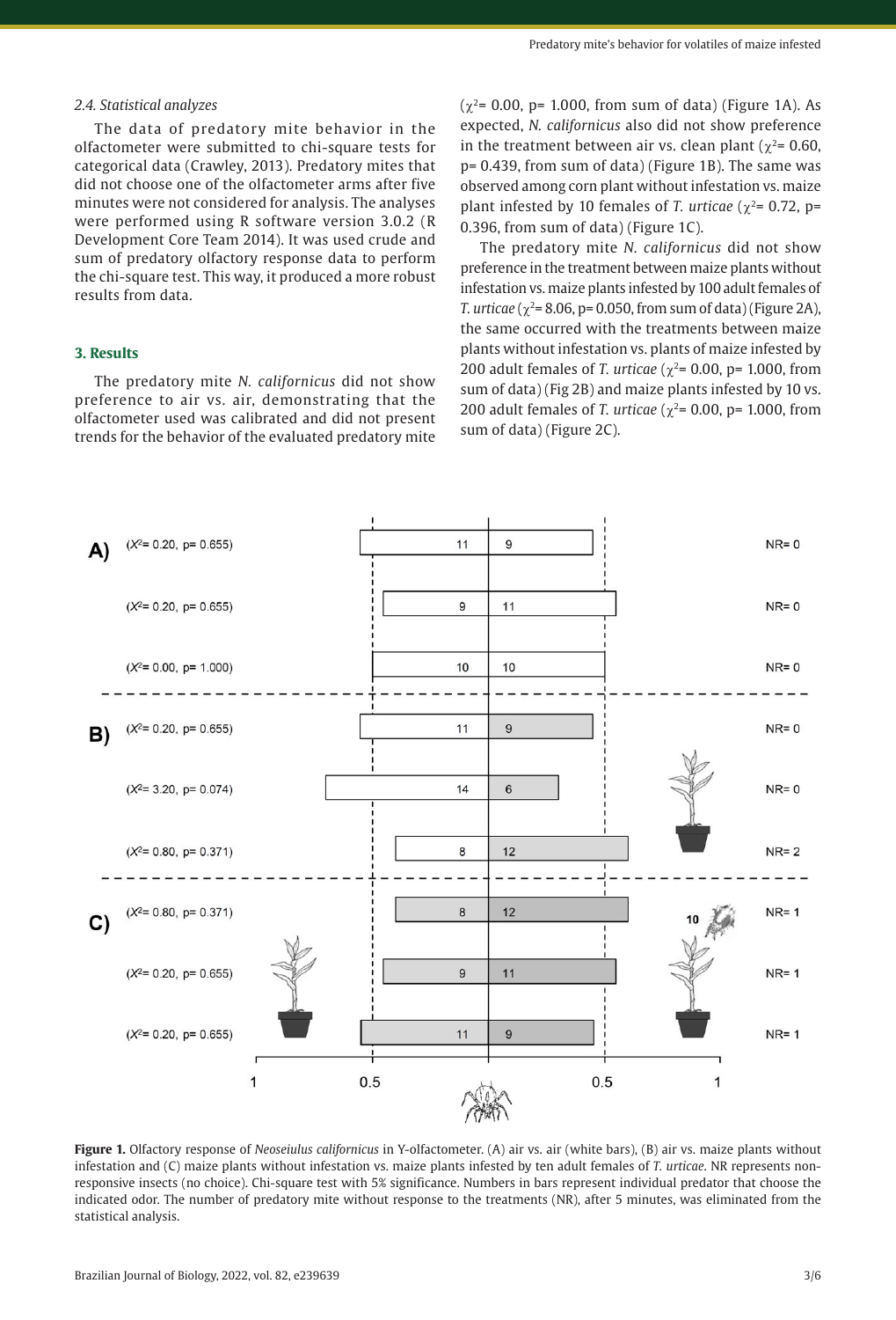### 2.4. Statistical analyzes

The data of predatory mite behavior in the olfactometer were submitted to chi-square tests for categorical data (Crawley, 2013). Predatory mites that did not choose one of the olfactometer arms after five minutes were not considered for analysis. The analyses were performed using R software version 3.0.2 (R Development Core Team 2014). It was used crude and sum of predatory olfactory response data to perform the chi-square test. This way, it produced a more robust results from data.

## 3. Results

The predatory mite *N. californicus* did not show preference to air vs. air, demonstrating that the olfactometer used was calibrated and did not present trends for the behavior of the evaluated predatory mite ($\chi^2$= 0.00, p= 1.000, from sum of data) (Figure 1A). As expected, *N. californicus* also did not show preference in the treatment between air vs. clean plant ($\chi^2$= 0.60, p= 0.439, from sum of data) (Figure 1B). The same was observed among corn plant without infestation vs. maize plant infested by 10 females of *T. urticae* ($\chi^2$= 0.72, p= 0.396, from sum of data) (Figure 1C).

The predatory mite *N. californicus* did not show preference in the treatment between maize plants without infestation vs. maize plants infested by 100 adult females of *T. urticae* ($\chi^2$= 8.06, p= 0.050, from sum of data) (Figure 2A), the same occurred with the treatments between maize plants without infestation vs. plants of maize infested by 200 adult females of *T. urticae* ($\chi^2$= 0.00, p= 1.000, from sum of data) (Fig 2B) and maize plants infested by 10 vs. 200 adult females of *T. urticae* ($\chi^2$= 0.00, p= 1.000, from sum of data) (Figure 2C).

| Panel | Test | Left | Right | NR |
|---|---|---|---|---|
| A) | ($X^2$= 0.20, p= 0.655) | 11 | 9 | NR= 0 |
| | ($X^2$= 0.20, p= 0.655) | 9 | 11 | NR= 0 |
| | ($X^2$= 0.00, p= 1.000) | 10 | 10 | NR= 0 |
| B) | ($X^2$= 0.20, p= 0.655) | 11 | 9 | NR= 0 |
| | ($X^2$= 3.20, p= 0.074) | 14 | 6 | NR= 0 |
| | ($X^2$= 0.80, p= 0.371) | 8 | 12 | NR= 2 |
| C) | ($X^2$= 0.80, p= 0.371) | 8 | 12 | NR= 1 |
| | ($X^2$= 0.20, p= 0.655) | 9 | 11 | NR= 1 |
| | ($X^2$= 0.20, p= 0.655) | 11 | 9 | NR= 1 |

**Figure 1.** Olfactory response of *Neoseiulus californicus* in Y-olfactometer. (A) air vs. air (white bars), (B) air vs. maize plants without infestation and (C) maize plants without infestation vs. maize plants infested by ten adult females of *T. urticae*. NR represents non-responsive insects (no choice). Chi-square test with 5% significance. Numbers in bars represent individual predator that choose the indicated odor. The number of predatory mite without response to the treatments (NR), after 5 minutes, was eliminated from the statistical analysis.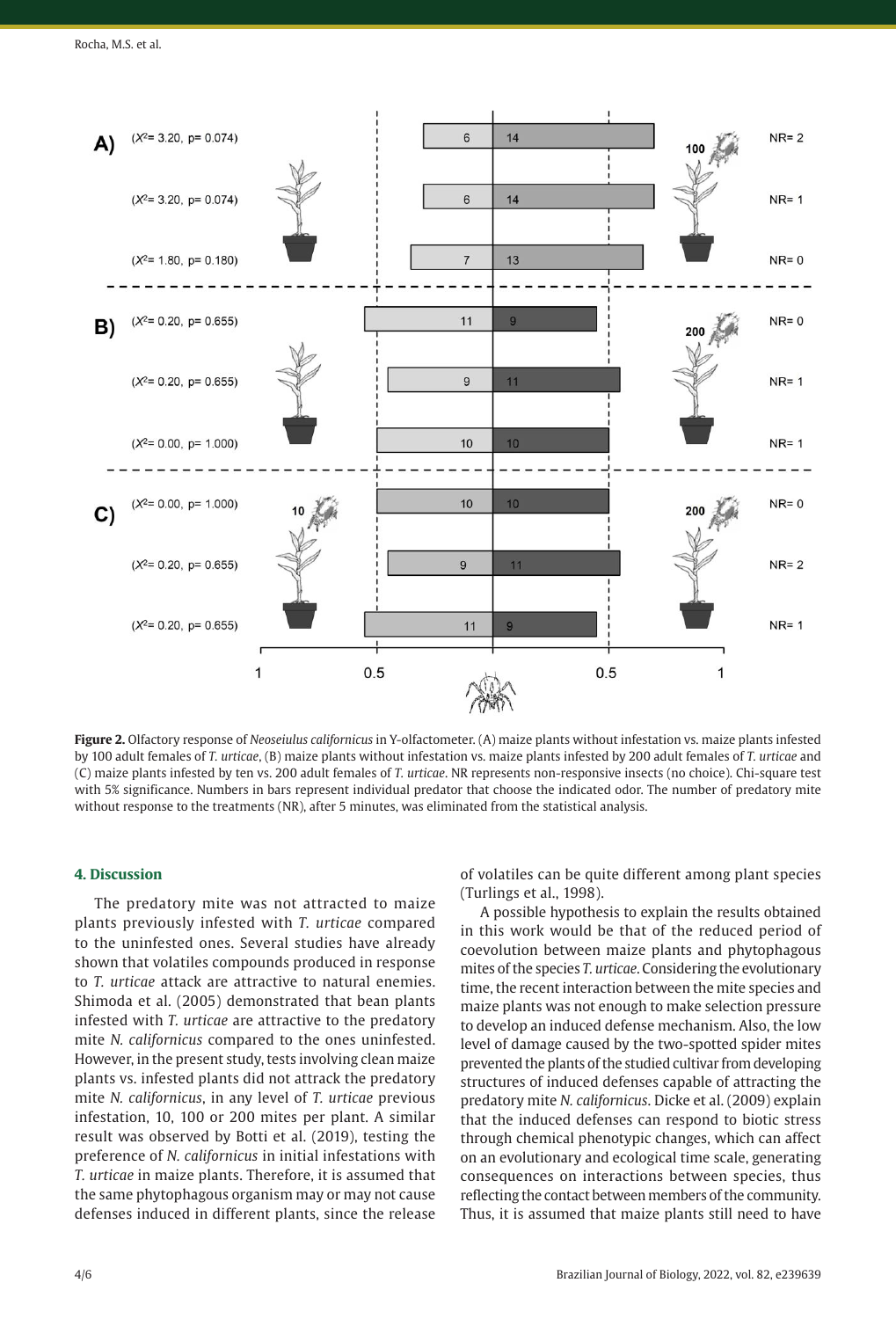**Figure 2.** Olfactory response of *Neoseiulus californicus* in Y-olfactometer. (A) maize plants without infestation vs. maize plants infested by 100 adult females of *T. urticae*, (B) maize plants without infestation vs. maize plants infested by 200 adult females of *T. urticae* and (C) maize plants infested by ten vs. 200 adult females of *T. urticae*. NR represents non-responsive insects (no choice). Chi-square test with 5% significance. Numbers in bars represent individual predator that choose the indicated odor. The number of predatory mite without response to the treatments (NR), after 5 minutes, was eliminated from the statistical analysis.

## 4. Discussion

The predatory mite was not attracted to maize plants previously infested with *T. urticae* compared to the uninfested ones. Several studies have already shown that volatiles compounds produced in response to *T. urticae* attack are attractive to natural enemies. Shimoda et al. (2005) demonstrated that bean plants infested with *T. urticae* are attractive to the predatory mite *N. californicus* compared to the ones uninfested. However, in the present study, tests involving clean maize plants vs. infested plants did not attrack the predatory mite *N. californicus*, in any level of *T. urticae* previous infestation, 10, 100 or 200 mites per plant. A similar result was observed by Botti et al. (2019), testing the preference of *N. californicus* in initial infestations with *T. urticae* in maize plants. Therefore, it is assumed that the same phytophagous organism may or may not cause defenses induced in different plants, since the release of volatiles can be quite different among plant species (Turlings et al., 1998).

A possible hypothesis to explain the results obtained in this work would be that of the reduced period of coevolution between maize plants and phytophagous mites of the species *T. urticae*. Considering the evolutionary time, the recent interaction between the mite species and maize plants was not enough to make selection pressure to develop an induced defense mechanism. Also, the low level of damage caused by the two-spotted spider mites prevented the plants of the studied cultivar from developing structures of induced defenses capable of attracting the predatory mite *N. californicus*. Dicke et al. (2009) explain that the induced defenses can respond to biotic stress through chemical phenotypic changes, which can affect on an evolutionary and ecological time scale, generating consequences on interactions between species, thus reflecting the contact between members of the community. Thus, it is assumed that maize plants still need to have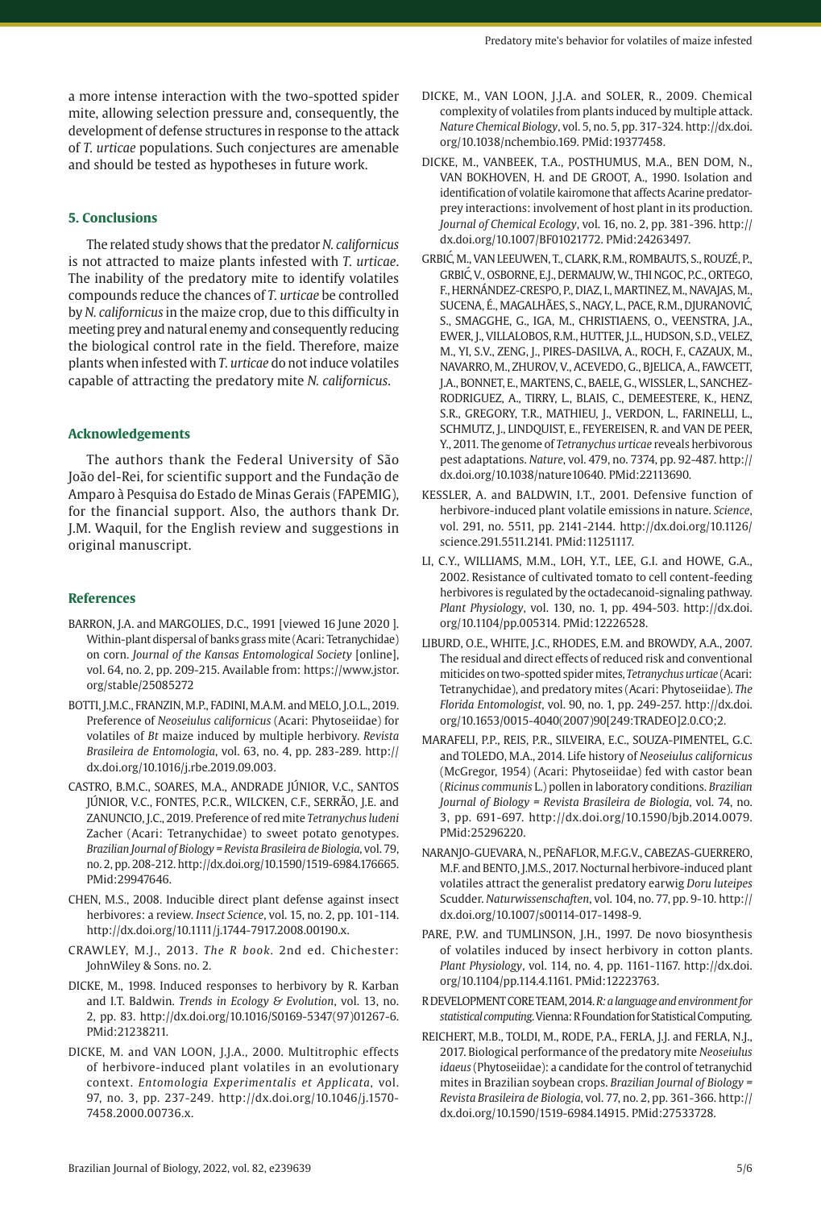a more intense interaction with the two-spotted spider mite, allowing selection pressure and, consequently, the development of defense structures in response to the attack of *T. urticae* populations. Such conjectures are amenable and should be tested as hypotheses in future work.

## 5. Conclusions

The related study shows that the predator *N. californicus* is not attracted to maize plants infested with *T. urticae*. The inability of the predatory mite to identify volatiles compounds reduce the chances of *T. urticae* be controlled by *N. californicus* in the maize crop, due to this difficulty in meeting prey and natural enemy and consequently reducing the biological control rate in the field. Therefore, maize plants when infested with *T. urticae* do not induce volatiles capable of attracting the predatory mite *N. californicus*.

## Acknowledgements

The authors thank the Federal University of São João del-Rei, for scientific support and the Fundação de Amparo à Pesquisa do Estado de Minas Gerais (FAPEMIG), for the financial support. Also, the authors thank Dr. J.M. Waquil, for the English review and suggestions in original manuscript.

## References

BARRON, J.A. and MARGOLIES, D.C., 1991 [viewed 16 June 2020 ]. Within-plant dispersal of banks grass mite (Acari: Tetranychidae) on corn. *Journal of the Kansas Entomological Society* [online], vol. 64, no. 2, pp. 209-215. Available from: https://www.jstor.org/stable/25085272

BOTTI, J.M.C., FRANZIN, M.P., FADINI, M.A.M. and MELO, J.O.L., 2019. Preference of *Neoseiulus californicus* (Acari: Phytoseiidae) for volatiles of *Bt* maize induced by multiple herbivory. *Revista Brasileira de Entomologia*, vol. 63, no. 4, pp. 283-289. http://dx.doi.org/10.1016/j.rbe.2019.09.003.

CASTRO, B.M.C., SOARES, M.A., ANDRADE JÚNIOR, V.C., SANTOS JÚNIOR, V.C., FONTES, P.C.R., WILCKEN, C.F., SERRÃO, J.E. and ZANUNCIO, J.C., 2019. Preference of red mite *Tetranychus ludeni* Zacher (Acari: Tetranychidae) to sweet potato genotypes. *Brazilian Journal of Biology = Revista Brasileira de Biologia*, vol. 79, no. 2, pp. 208-212. http://dx.doi.org/10.1590/1519-6984.176665. PMid:29947646.

CHEN, M.S., 2008. Inducible direct plant defense against insect herbivores: a review. *Insect Science*, vol. 15, no. 2, pp. 101-114. http://dx.doi.org/10.1111/j.1744-7917.2008.00190.x.

CRAWLEY, M.J., 2013. *The R book*. 2nd ed. Chichester: JohnWiley & Sons. no. 2.

DICKE, M., 1998. Induced responses to herbivory by R. Karban and I.T. Baldwin. *Trends in Ecology & Evolution*, vol. 13, no. 2, pp. 83. http://dx.doi.org/10.1016/S0169-5347(97)01267-6. PMid:21238211.

DICKE, M. and VAN LOON, J.J.A., 2000. Multitrophic effects of herbivore-induced plant volatiles in an evolutionary context. *Entomologia Experimentalis et Applicata*, vol. 97, no. 3, pp. 237-249. http://dx.doi.org/10.1046/j.1570-7458.2000.00736.x.

DICKE, M., VAN LOON, J.J.A. and SOLER, R., 2009. Chemical complexity of volatiles from plants induced by multiple attack. *Nature Chemical Biology*, vol. 5, no. 5, pp. 317-324. http://dx.doi.org/10.1038/nchembio.169. PMid:19377458.

DICKE, M., VANBEEK, T.A., POSTHUMUS, M.A., BEN DOM, N., VAN BOKHOVEN, H. and DE GROOT, A., 1990. Isolation and identification of volatile kairomone that affects Acarine predator-prey interactions: involvement of host plant in its production. *Journal of Chemical Ecology*, vol. 16, no. 2, pp. 381-396. http://dx.doi.org/10.1007/BF01021772. PMid:24263497.

GRBIĆ, M., VAN LEEUWEN, T., CLARK, R.M., ROMBAUTS, S., ROUZÉ, P., GRBIĆ, V., OSBORNE, E.J., DERMAUW, W., THI NGOC, P.C., ORTEGO, F., HERNÁNDEZ-CRESPO, P., DIAZ, I., MARTINEZ, M., NAVAJAS, M., SUCENA, É., MAGALHÃES, S., NAGY, L., PACE, R.M., DJURANOVIĆ, S., SMAGGHE, G., IGA, M., CHRISTIAENS, O., VEENSTRA, J.A., EWER, J., VILLALOBOS, R.M., HUTTER, J.L., HUDSON, S.D., VELEZ, M., YI, S.V., ZENG, J., PIRES-DASILVA, A., ROCH, F., CAZAUX, M., NAVARRO, M., ZHUROV, V., ACEVEDO, G., BJELICA, A., FAWCETT, J.A., BONNET, E., MARTENS, C., BAELE, G., WISSLER, L., SANCHEZ-RODRIGUEZ, A., TIRRY, L., BLAIS, C., DEMEESTERE, K., HENZ, S.R., GREGORY, T.R., MATHIEU, J., VERDON, L., FARINELLI, L., SCHMUTZ, J., LINDQUIST, E., FEYEREISEN, R. and VAN DE PEER, Y., 2011. The genome of *Tetranychus urticae* reveals herbivorous pest adaptations. *Nature*, vol. 479, no. 7374, pp. 92–487. http://dx.doi.org/10.1038/nature10640. PMid:22113690.

KESSLER, A. and BALDWIN, I.T., 2001. Defensive function of herbivore-induced plant volatile emissions in nature. *Science*, vol. 291, no. 5511, pp. 2141-2144. http://dx.doi.org/10.1126/science.291.5511.2141. PMid:11251117.

LI, C.Y., WILLIAMS, M.M., LOH, Y.T., LEE, G.I. and HOWE, G.A., 2002. Resistance of cultivated tomato to cell content-feeding herbivores is regulated by the octadecanoid-signaling pathway. *Plant Physiology*, vol. 130, no. 1, pp. 494-503. http://dx.doi.org/10.1104/pp.005314. PMid:12226528.

LIBURD, O.E., WHITE, J.C., RHODES, E.M. and BROWDY, A.A., 2007. The residual and direct effects of reduced risk and conventional miticides on two-spotted spider mites, *Tetranychus urticae* (Acari: Tetranychidae), and predatory mites (Acari: Phytoseiidae). *The Florida Entomologist*, vol. 90, no. 1, pp. 249-257. http://dx.doi.org/10.1653/0015-4040(2007)90[249:TRADEO]2.0.CO;2.

MARAFELI, P.P., REIS, P.R., SILVEIRA, E.C., SOUZA-PIMENTEL, G.C. and TOLEDO, M.A., 2014. Life history of *Neoseiulus californicus* (McGregor, 1954) (Acari: Phytoseiidae) fed with castor bean (*Ricinus communis* L.) pollen in laboratory conditions. *Brazilian Journal of Biology = Revista Brasileira de Biologia*, vol. 74, no. 3, pp. 691-697. http://dx.doi.org/10.1590/bjb.2014.0079. PMid:25296220.

NARANJO-GUEVARA, N., PEÑAFLOR, M.F.G.V., CABEZAS-GUERRERO, M.F. and BENTO, J.M.S., 2017. Nocturnal herbivore-induced plant volatiles attract the generalist predatory earwig *Doru luteipes* Scudder. *Naturwissenschaften*, vol. 104, no. 77, pp. 9-10. http://dx.doi.org/10.1007/s00114-017-1498-9.

PARE, P.W. and TUMLINSON, J.H., 1997. De novo biosynthesis of volatiles induced by insect herbivory in cotton plants. *Plant Physiology*, vol. 114, no. 4, pp. 1161-1167. http://dx.doi.org/10.1104/pp.114.4.1161. PMid:12223763.

R DEVELOPMENT CORE TEAM, 2014. *R: a language and environment for statistical computing*. Vienna: R Foundation for Statistical Computing.

REICHERT, M.B., TOLDI, M., RODE, P.A., FERLA, J.J. and FERLA, N.J., 2017. Biological performance of the predatory mite *Neoseiulus idaeus* (Phytoseiidae): a candidate for the control of tetranychid mites in Brazilian soybean crops. *Brazilian Journal of Biology = Revista Brasileira de Biologia*, vol. 77, no. 2, pp. 361-366. http://dx.doi.org/10.1590/1519-6984.14915. PMid:27533728.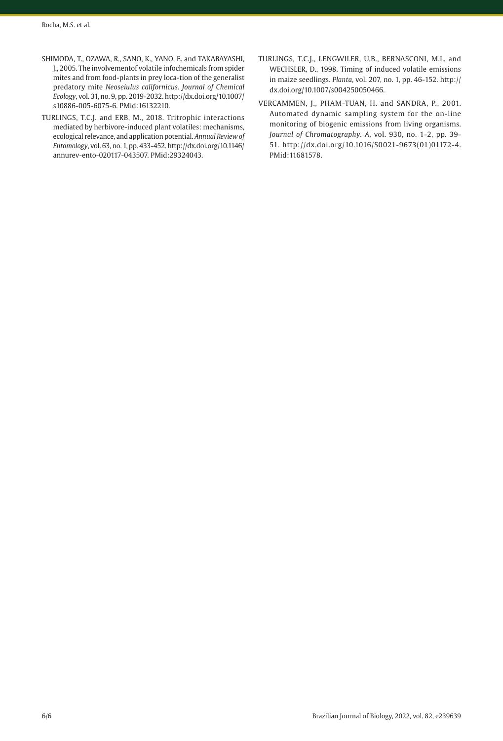SHIMODA, T., OZAWA, R., SANO, K., YANO, E. and TAKABAYASHI, J., 2005. The involvementof volatile infochemicals from spider mites and from food-plants in prey loca-tion of the generalist predatory mite *Neoseiulus californicus*. *Journal of Chemical Ecology*, vol. 31, no. 9, pp. 2019-2032. http://dx.doi.org/10.1007/s10886-005-6075-6. PMid:16132210.

TURLINGS, T.C.J. and ERB, M., 2018. Tritrophic interactions mediated by herbivore-induced plant volatiles: mechanisms, ecological relevance, and application potential. *Annual Review of Entomology*, vol. 63, no. 1, pp. 433-452. http://dx.doi.org/10.1146/annurev-ento-020117-043507. PMid:29324043.

TURLINGS, T.C.J., LENGWILER, U.B., BERNASCONI, M.L. and WECHSLER, D., 1998. Timing of induced volatile emissions in maize seedlings. *Planta*, vol. 207, no. 1, pp. 46-152. http://dx.doi.org/10.1007/s004250050466.

VERCAMMEN, J., PHAM-TUAN, H. and SANDRA, P., 2001. Automated dynamic sampling system for the on-line monitoring of biogenic emissions from living organisms. *Journal of Chromatography. A*, vol. 930, no. 1-2, pp. 39-51. http://dx.doi.org/10.1016/S0021-9673(01)01172-4. PMid:11681578.